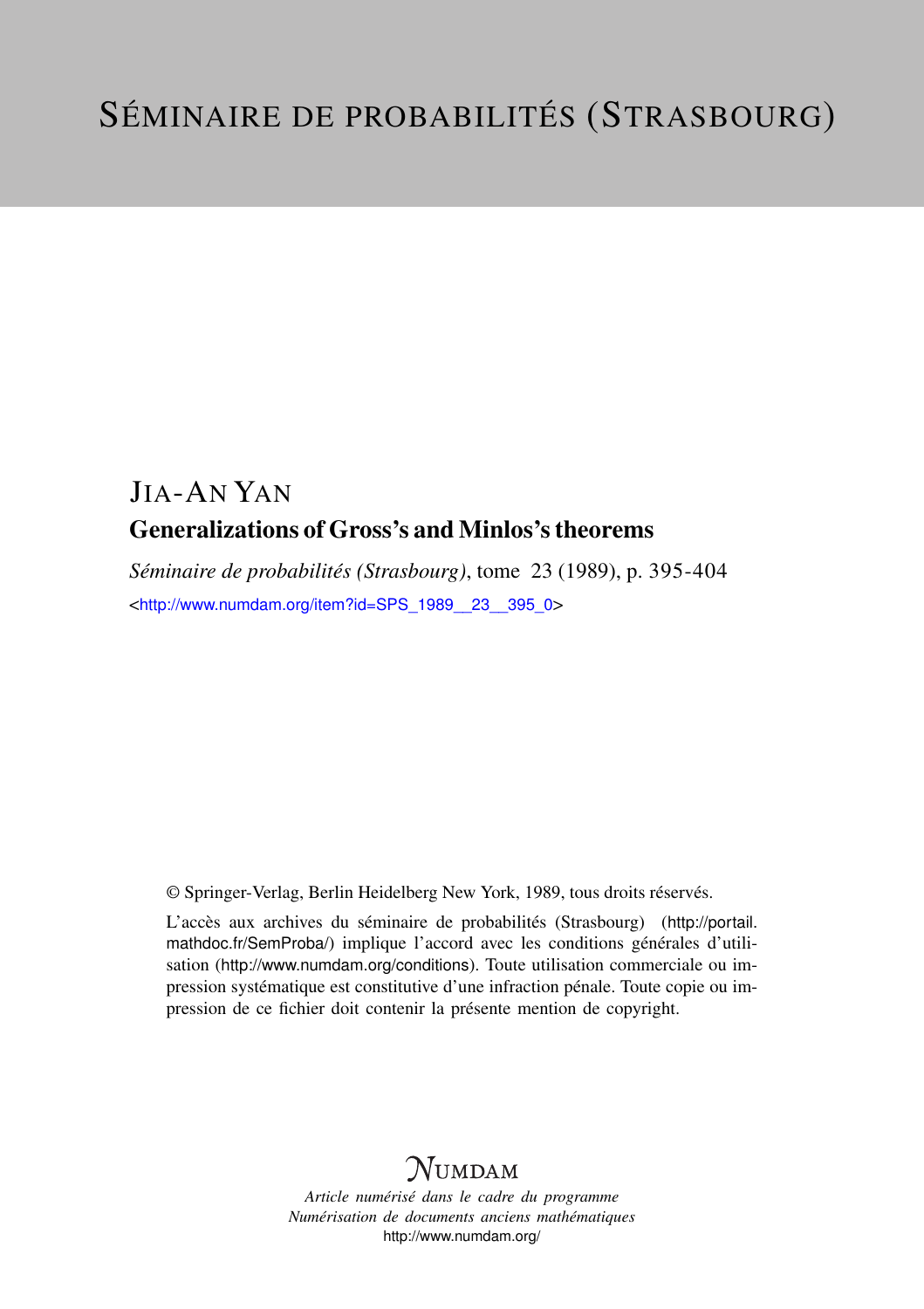# SÉMINAIRE DE PROBABILITÉS (STRASBOURG)

## JIA-AN YAN

### Generalizations of Gross's and Minlos's theorems

*Séminaire de probabilités (Strasbourg)*, tome 23 (1989), p. 395-404

<http://www.numdam.org/item?id=SPS_1989__23__395_0>

© Springer-Verlag, Berlin Heidelberg New York, 1989, tous droits réservés.

L'accès aux archives du séminaire de probabilités (Strasbourg) (http://portail.mathdoc.fr/SemProba/) implique l'accord avec les conditions générales d'utilisation (http://www.numdam.org/conditions). Toute utilisation commerciale ou impression systématique est constitutive d'une infraction pénale. Toute copie ou impression de ce fichier doit contenir la présente mention de copyright.

NUMDAM

*Article numérisé dans le cadre du programme*
*Numérisation de documents anciens mathématiques*
http://www.numdam.org/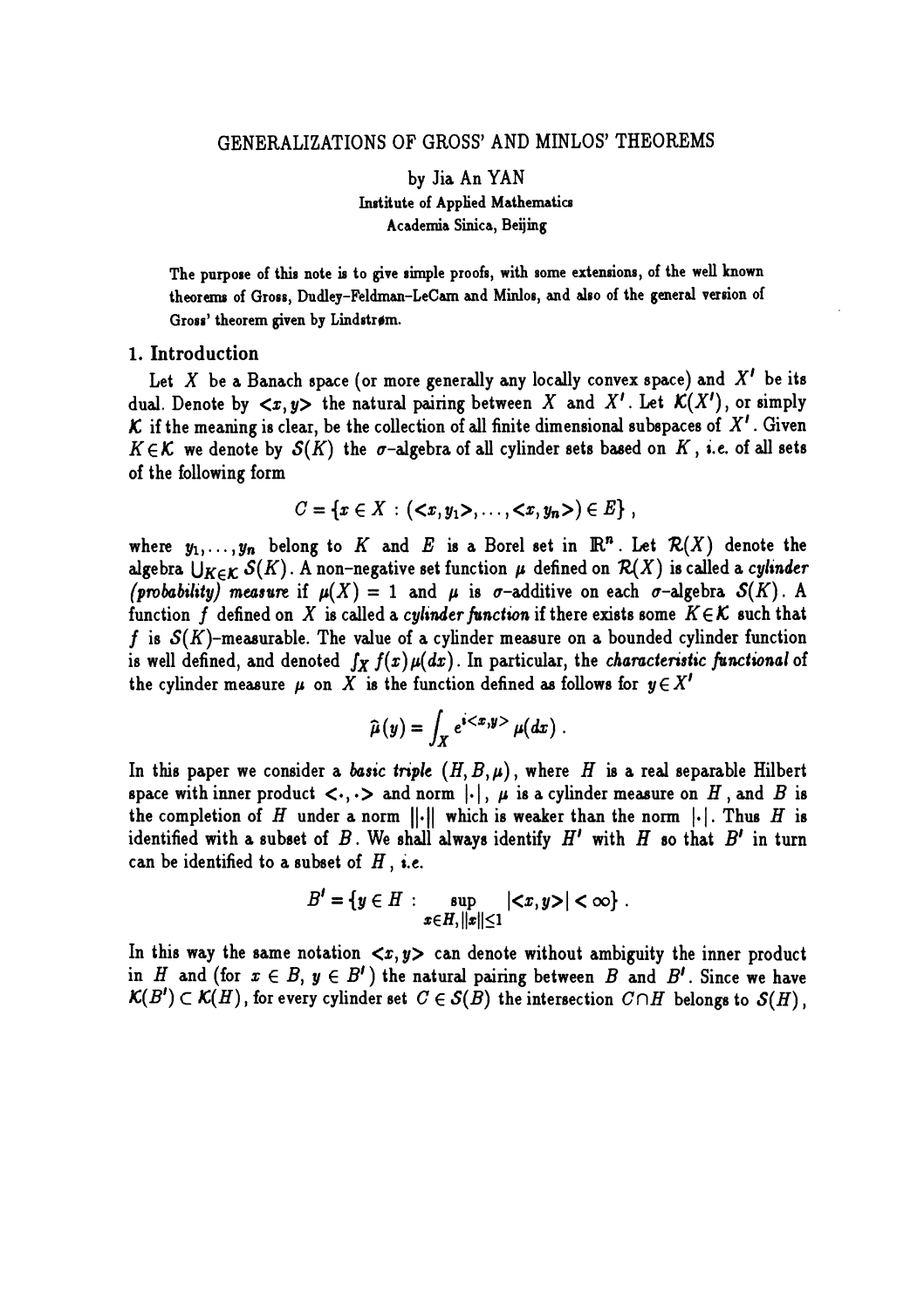# GENERALIZATIONS OF GROSS' AND MINLOS' THEOREMS

by Jia An YAN

Institute of Applied Mathematics
Academia Sinica, Beijing

**The purpose of this note is to give simple proofs, with some extensions, of the well known theorems of Gross, Dudley–Feldman–LeCam and Minlos, and also of the general version of Gross' theorem given by Lindstrøm.**

## 1. Introduction

Let $X$ be a Banach space (or more generally any locally convex space) and $X'$ be its dual. Denote by $<x,y>$ the natural pairing between $X$ and $X'$. Let $\mathcal{K}(X')$, or simply $\mathcal{K}$ if the meaning is clear, be the collection of all finite dimensional subspaces of $X'$. Given $K \in \mathcal{K}$ we denote by $\mathcal{S}(K)$ the $\sigma$-algebra of all cylinder sets based on $K$, *i.e.* of all sets of the following form

$$C = \{x \in X : (<x,y_1>, \ldots, <x,y_n>) \in E\},$$

where $y_1, \ldots, y_n$ belong to $K$ and $E$ is a Borel set in $\mathbb{R}^n$. Let $\mathcal{R}(X)$ denote the algebra $\bigcup_{K \in \mathcal{K}} \mathcal{S}(K)$. A non-negative set function $\mu$ defined on $\mathcal{R}(X)$ is called a *cylinder (probability) measure* if $\mu(X) = 1$ and $\mu$ is $\sigma$-additive on each $\sigma$-algebra $\mathcal{S}(K)$. A function $f$ defined on $X$ is called a *cylinder function* if there exists some $K \in \mathcal{K}$ such that $f$ is $\mathcal{S}(K)$-measurable. The value of a cylinder measure on a bounded cylinder function is well defined, and denoted $\int_X f(x)\mu(dx)$. In particular, the *characteristic functional* of the cylinder measure $\mu$ on $X$ is the function defined as follows for $y \in X'$

$$\widehat{\mu}(y) = \int_X e^{i<x,y>}\mu(dx).$$

In this paper we consider a *basic triple* $(H, B, \mu)$, where $H$ is a real separable Hilbert space with inner product $<\cdot,\cdot>$ and norm $|\cdot|$, $\mu$ is a cylinder measure on $H$, and $B$ is the completion of $H$ under a norm $\|\cdot\|$ which is weaker than the norm $|\cdot|$. Thus $H$ is identified with a subset of $B$. We shall always identify $H'$ with $H$ so that $B'$ in turn can be identified to a subset of $H$, *i.e.*

$$B' = \{y \in H : \sup_{x \in H, \|x\| \leq 1} |<x,y>| < \infty\}.$$

In this way the same notation $<x,y>$ can denote without ambiguity the inner product in $H$ and (for $x \in B$, $y \in B'$) the natural pairing between $B$ and $B'$. Since we have $\mathcal{K}(B') \subset \mathcal{K}(H)$, for every cylinder set $C \in \mathcal{S}(B)$ the intersection $C \cap H$ belongs to $\mathcal{S}(H)$,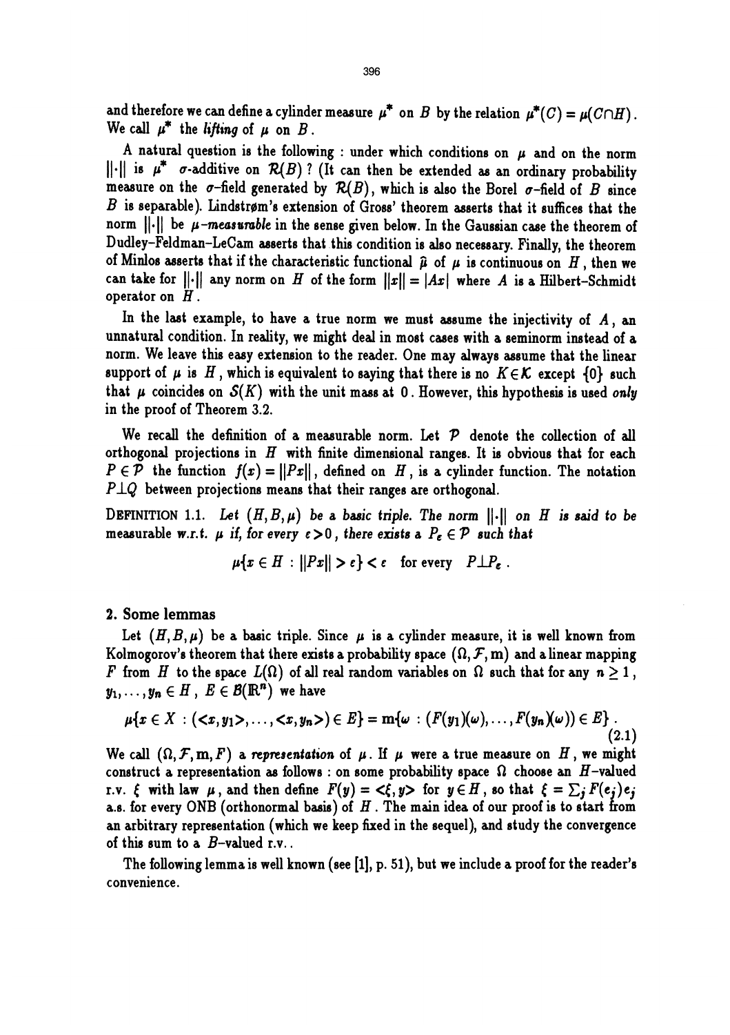and therefore we can define a cylinder measure $\mu^*$ on $B$ by the relation $\mu^*(C) = \mu(C \cap H)$. We call $\mu^*$ the *lifting* of $\mu$ on $B$.

A natural question is the following : under which conditions on $\mu$ and on the norm $\|\cdot\|$ is $\mu^*$ $\sigma$-additive on $\mathcal{R}(B)$ ? (It can then be extended as an ordinary probability measure on the $\sigma$-field generated by $\mathcal{R}(B)$, which is also the Borel $\sigma$-field of $B$ since $B$ is separable). Lindstrøm's extension of Gross' theorem asserts that it suffices that the norm $\|\cdot\|$ be $\mu$*-measurable* in the sense given below. In the Gaussian case the theorem of Dudley–Feldman–LeCam asserts that this condition is also necessary. Finally, the theorem of Minlos asserts that if the characteristic functional $\hat{\mu}$ of $\mu$ is continuous on $H$, then we can take for $\|\cdot\|$ any norm on $H$ of the form $\|x\| = |Ax|$ where $A$ is a Hilbert–Schmidt operator on $H$.

In the last example, to have a true norm we must assume the injectivity of $A$, an unnatural condition. In reality, we might deal in most cases with a seminorm instead of a norm. We leave this easy extension to the reader. One may always assume that the linear support of $\mu$ is $H$, which is equivalent to saying that there is no $K \in \mathcal{K}$ except $\{0\}$ such that $\mu$ coincides on $\mathcal{S}(K)$ with the unit mass at $0$. However, this hypothesis is used *only* in the proof of Theorem 3.2.

We recall the definition of a measurable norm. Let $\mathcal{P}$ denote the collection of all orthogonal projections in $H$ with finite dimensional ranges. It is obvious that for each $P \in \mathcal{P}$ the function $f(x) = \|Px\|$, defined on $H$, is a cylinder function. The notation $P \perp Q$ between projections means that their ranges are orthogonal.

DEFINITION 1.1. *Let $(H, B, \mu)$ be a basic triple. The norm $\|\cdot\|$ on $H$ is said to be measurable w.r.t. $\mu$ if, for every $\varepsilon > 0$, there exists a $P_\varepsilon \in \mathcal{P}$ such that*

$$\mu\{x \in H : \|Px\| > \varepsilon\} < \varepsilon \quad \text{for every} \quad P \perp P_\varepsilon .$$

## 2. Some lemmas

Let $(H, B, \mu)$ be a basic triple. Since $\mu$ is a cylinder measure, it is well known from Kolmogorov's theorem that there exists a probability space $(\Omega, \mathcal{F}, \mathrm{m})$ and a linear mapping $F$ from $H$ to the space $L(\Omega)$ of all real random variables on $\Omega$ such that for any $n \geq 1$, $y_1, \ldots, y_n \in H$, $E \in \mathcal{B}(\mathbb{R}^n)$ we have

$$\mu\{x \in X : (\langle x, y_1 \rangle, \ldots, \langle x, y_n \rangle) \in E\} = \mathrm{m}\{\omega : (F(y_1)(\omega), \ldots, F(y_n)(\omega)) \in E\} . \tag{2.1}$$

We call $(\Omega, \mathcal{F}, \mathrm{m}, F)$ a *representation* of $\mu$. If $\mu$ were a true measure on $H$, we might construct a representation as follows : on some probability space $\Omega$ choose an $H$–valued r.v. $\xi$ with law $\mu$, and then define $F(y) = \langle \xi, y \rangle$ for $y \in H$, so that $\xi = \sum_j F(e_j) e_j$ a.s. for every ONB (orthonormal basis) of $H$. The main idea of our proof is to start from an arbitrary representation (which we keep fixed in the sequel), and study the convergence of this sum to a $B$–valued r.v..

The following lemma is well known (see [1], p. 51), but we include a proof for the reader's convenience.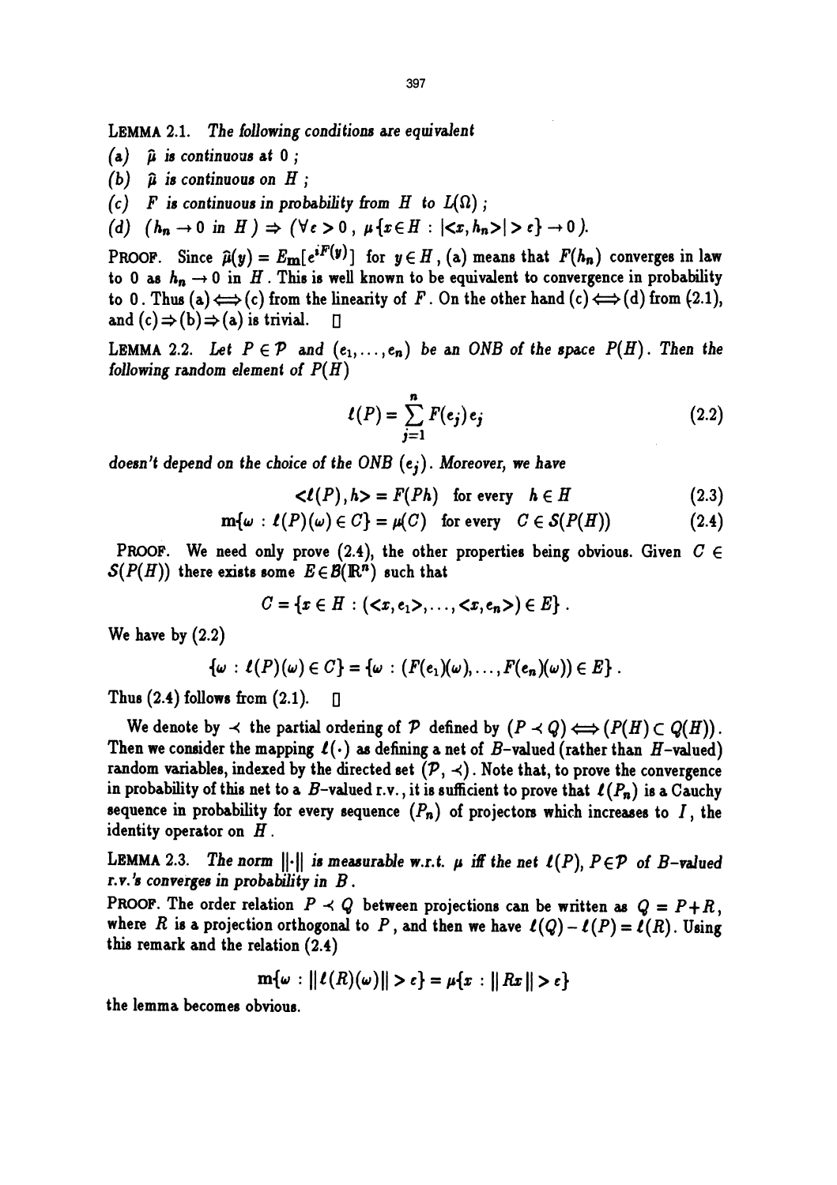**Lemma 2.1.** *The following conditions are equivalent*

*(a)* $\hat{\mu}$ *is continuous at* $0$ *;*

*(b)* $\hat{\mu}$ *is continuous on* $H$ *;*

*(c)* $F$ *is continuous in probability from* $H$ *to* $L(\Omega)$ *;*

*(d)* $(h_n \to 0 \text{ in } H) \Rightarrow (\forall \epsilon > 0\,,\ \mu\{x \in H : |<x, h_n>| > \epsilon\} \to 0)$.

**Proof.** Since $\hat{\mu}(y) = E_{\mathbf{m}}[e^{iF(y)}]$ for $y \in H$, (a) means that $F(h_n)$ converges in law to $0$ as $h_n \to 0$ in $H$. This is well known to be equivalent to convergence in probability to $0$. Thus (a)$\Longleftrightarrow$(c) from the linearity of $F$. On the other hand (c)$\Longleftrightarrow$(d) from (2.1), and (c)$\Rightarrow$(b)$\Rightarrow$(a) is trivial. □

**Lemma 2.2.** *Let* $P \in \mathcal{P}$ *and* $(e_1, \ldots, e_n)$ *be an ONB of the space* $P(H)$*. Then the following random element of* $P(H)$

$$\ell(P) = \sum_{j=1}^{n} F(e_j)\, e_j \tag{2.2}$$

*doesn't depend on the choice of the ONB* $(e_j)$*. Moreover, we have*

$$<\ell(P), h> = F(Ph) \quad \text{for every} \quad h \in H \tag{2.3}$$

$$\mathbf{m}\{\omega : \ell(P)(\omega) \in C\} = \mu(C) \quad \text{for every} \quad C \in \mathcal{S}(P(H)) \tag{2.4}$$

**Proof.** We need only prove (2.4), the other properties being obvious. Given $C \in \mathcal{S}(P(H))$ there exists some $E \in \mathcal{B}(\mathbb{R}^n)$ such that

$$C = \{x \in H : (<x, e_1>, \ldots, <x, e_n>) \in E\}\,.$$

We have by (2.2)

$$\{\omega : \ell(P)(\omega) \in C\} = \{\omega : (F(e_1)(\omega), \ldots, F(e_n)(\omega)) \in E\}\,.$$

Thus (2.4) follows from (2.1). □

We denote by $\prec$ the partial ordering of $\mathcal{P}$ defined by $(P \prec Q) \Longleftrightarrow (P(H) \subset Q(H))$. Then we consider the mapping $\ell(\cdot)$ as defining a net of $B$-valued (rather than $H$-valued) random variables, indexed by the directed set $(\mathcal{P}, \prec)$. Note that, to prove the convergence in probability of this net to a $B$-valued r.v., it is sufficient to prove that $\ell(P_n)$ is a Cauchy sequence in probability for every sequence $(P_n)$ of projectors which increases to $I$, the identity operator on $H$.

**Lemma 2.3.** *The norm* $\|\cdot\|$ *is measurable w.r.t.* $\mu$ *iff the net* $\ell(P), P \in \mathcal{P}$ *of* $B$*-valued r.v.'s converges in probability in* $B$.

**Proof.** The order relation $P \prec Q$ between projections can be written as $Q = P + R$, where $R$ is a projection orthogonal to $P$, and then we have $\ell(Q) - \ell(P) = \ell(R)$. Using this remark and the relation (2.4)

$$\mathbf{m}\{\omega : \|\ell(R)(\omega)\| > \epsilon\} = \mu\{x : \|Rx\| > \epsilon\}$$

the lemma becomes obvious.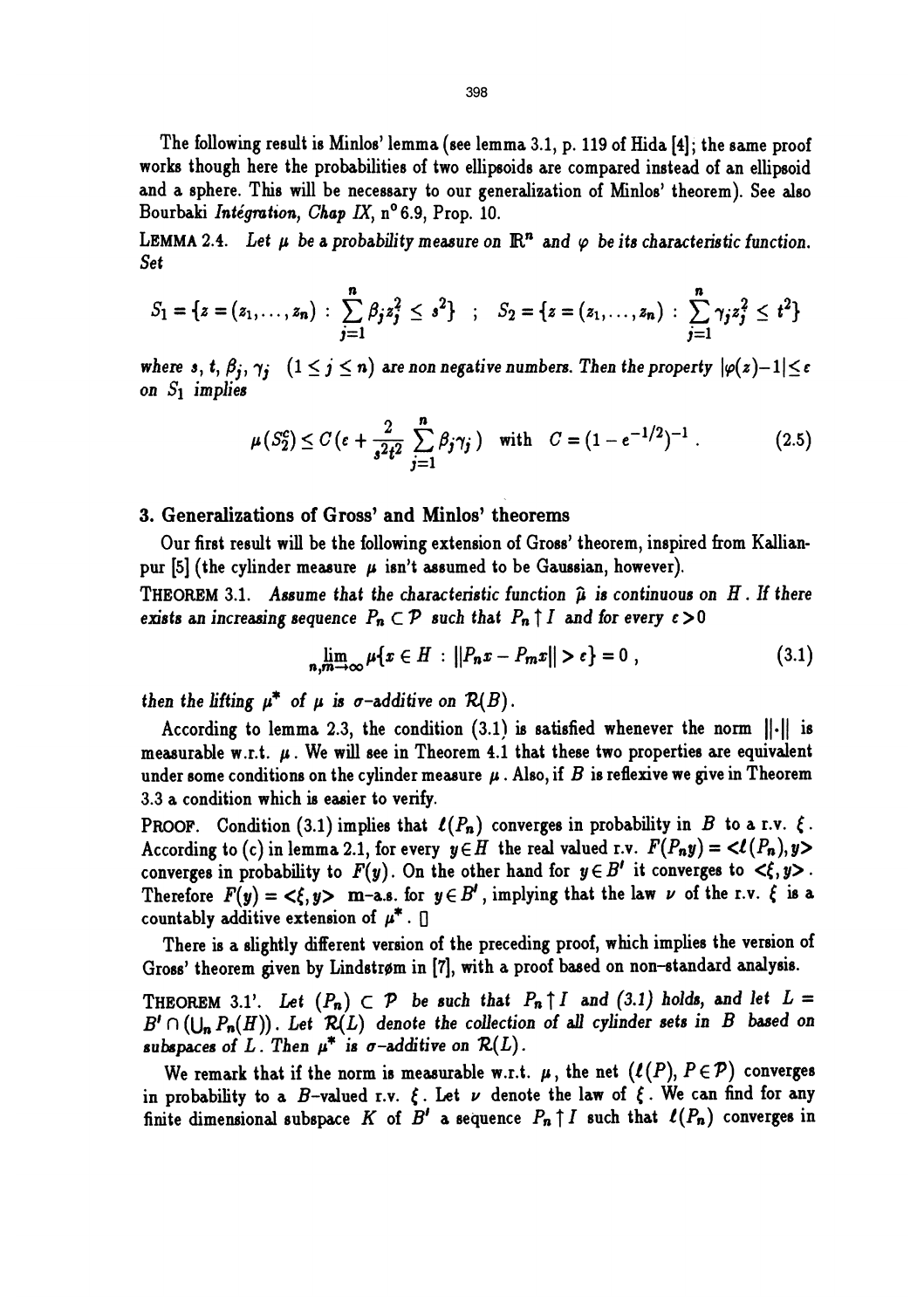The following result is Minlos' lemma (see lemma 3.1, p. 119 of Hida [4]; the same proof works though here the probabilities of two ellipsoids are compared instead of an ellipsoid and a sphere. This will be necessary to our generalization of Minlos' theorem). See also Bourbaki *Intégration, Chap IX*, n° 6.9, Prop. 10.

LEMMA 2.4. *Let $\mu$ be a probability measure on $\mathbb{R}^n$ and $\varphi$ be its characteristic function. Set*

$$S_1 = \{z = (z_1, \dots, z_n) : \sum_{j=1}^{n} \beta_j z_j^2 \leq s^2\} \quad ; \quad S_2 = \{z = (z_1, \dots, z_n) : \sum_{j=1}^{n} \gamma_j z_j^2 \leq t^2\}$$

*where $s$, $t$, $\beta_j$, $\gamma_j$ $(1 \leq j \leq n)$ are non negative numbers. Then the property $|\varphi(z) - 1| \leq \varepsilon$ on $S_1$ implies*

$$\mu(S_2^c) \leq C\big(\varepsilon + \frac{2}{s^2 t^2} \sum_{j=1}^{n} \beta_j \gamma_j\big) \quad \text{with} \quad C = (1 - e^{-1/2})^{-1} . \tag{2.5}$$

## 3. Generalizations of Gross' and Minlos' theorems

Our first result will be the following extension of Gross' theorem, inspired from Kallianpur [5] (the cylinder measure $\mu$ isn't assumed to be Gaussian, however).

THEOREM 3.1. *Assume that the characteristic function $\widehat{\mu}$ is continuous on $H$. If there exists an increasing sequence $P_n \subset \mathcal{P}$ such that $P_n \uparrow I$ and for every $\varepsilon > 0$*

$$\lim_{n,m \to \infty} \mu\{x \in H : \|P_n x - P_m x\| > \varepsilon\} = 0 , \tag{3.1}$$

*then the lifting $\mu^*$ of $\mu$ is $\sigma$-additive on $\mathcal{R}(B)$.*

According to lemma 2.3, the condition (3.1) is satisfied whenever the norm $\|\cdot\|$ is measurable w.r.t. $\mu$. We will see in Theorem 4.1 that these two properties are equivalent under some conditions on the cylinder measure $\mu$. Also, if $B$ is reflexive we give in Theorem 3.3 a condition which is easier to verify.

PROOF. Condition (3.1) implies that $\ell(P_n)$ converges in probability in $B$ to a r.v. $\xi$. According to (c) in lemma 2.1, for every $y \in H$ the real valued r.v. $F(P_n y) = \langle \ell(P_n), y \rangle$ converges in probability to $F(y)$. On the other hand for $y \in B'$ it converges to $\langle \xi, y \rangle$. Therefore $F(y) = \langle \xi, y \rangle$ m-a.s. for $y \in B'$, implying that the law $\nu$ of the r.v. $\xi$ is a countably additive extension of $\mu^*$. □

There is a slightly different version of the preceding proof, which implies the version of Gross' theorem given by Lindstrøm in [7], with a proof based on non-standard analysis.

THEOREM 3.1'. *Let $(P_n) \subset \mathcal{P}$ be such that $P_n \uparrow I$ and (3.1) holds, and let $L = B' \cap (\bigcup_n P_n(H))$. Let $\mathcal{R}(L)$ denote the collection of all cylinder sets in $B$ based on subspaces of $L$. Then $\mu^*$ is $\sigma$-additive on $\mathcal{R}(L)$.*

We remark that if the norm is measurable w.r.t. $\mu$, the net $(\ell(P), P \in \mathcal{P})$ converges in probability to a $B$-valued r.v. $\xi$. Let $\nu$ denote the law of $\xi$. We can find for any finite dimensional subspace $K$ of $B'$ a sequence $P_n \uparrow I$ such that $\ell(P_n)$ converges in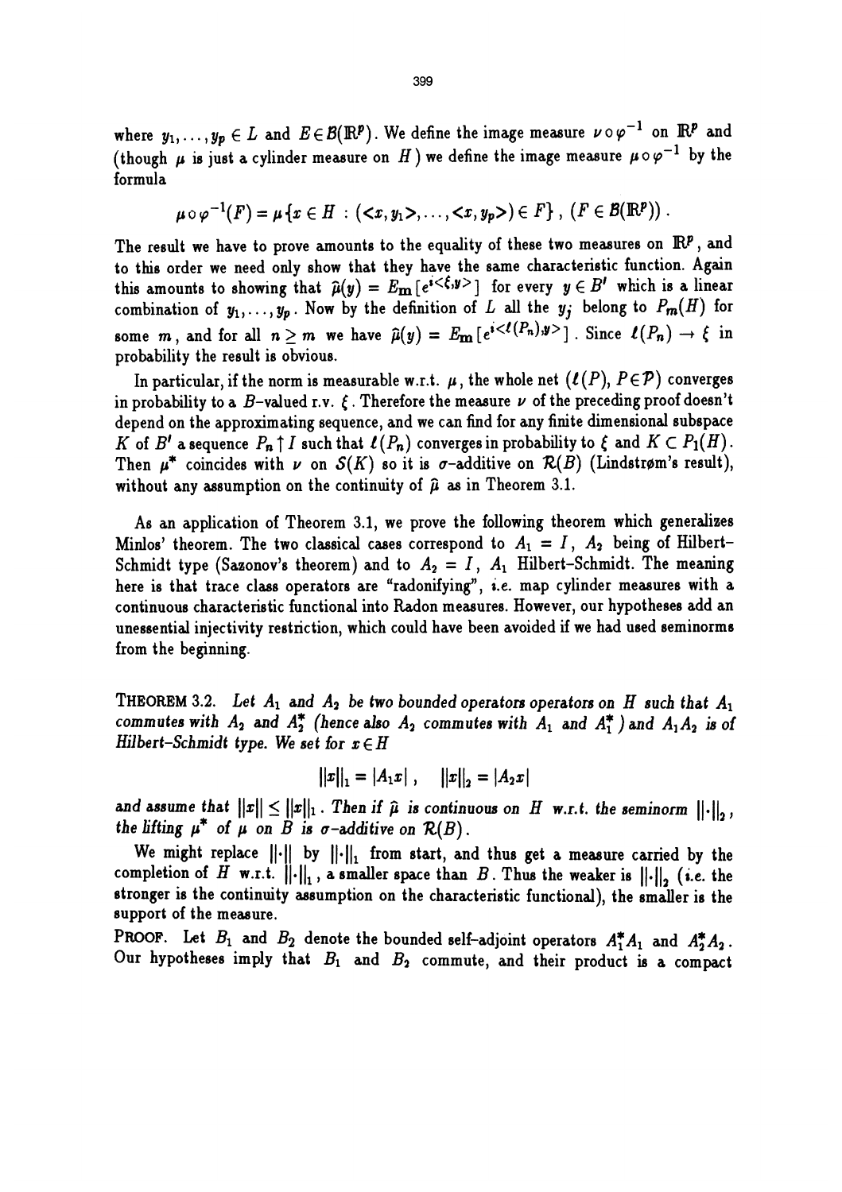where $y_1, \ldots, y_p \in L$ and $E \in \mathcal{B}(\mathbb{R}^p)$. We define the image measure $\nu \circ \varphi^{-1}$ on $\mathbb{R}^p$ and (though $\mu$ is just a cylinder measure on $H$) we define the image measure $\mu \circ \varphi^{-1}$ by the formula

$$\mu \circ \varphi^{-1}(F) = \mu\{x \in H : (<x, y_1>, \ldots, <x, y_p>) \in F\}, \ (F \in \mathcal{B}(\mathbb{R}^p)).$$

The result we have to prove amounts to the equality of these two measures on $\mathbb{R}^p$, and to this order we need only show that they have the same characteristic function. Again this amounts to showing that $\widehat{\mu}(y) = E_{\mathbf{m}}[e^{i<\xi, y>}]$ for every $y \in B'$ which is a linear combination of $y_1, \ldots, y_p$. Now by the definition of $L$ all the $y_j$ belong to $P_m(H)$ for some $m$, and for all $n \geq m$ we have $\widehat{\mu}(y) = E_{\mathbf{m}}[e^{i<\ell(P_n), y>}]$. Since $\ell(P_n) \to \xi$ in probability the result is obvious.

In particular, if the norm is measurable w.r.t. $\mu$, the whole net $(\ell(P), P \in \mathcal{P})$ converges in probability to a $B$-valued r.v. $\xi$. Therefore the measure $\nu$ of the preceding proof doesn't depend on the approximating sequence, and we can find for any finite dimensional subspace $K$ of $B'$ a sequence $P_n \uparrow I$ such that $\ell(P_n)$ converges in probability to $\xi$ and $K \subset P_1(H)$. Then $\mu^*$ coincides with $\nu$ on $\mathcal{S}(K)$ so it is $\sigma$-additive on $\mathcal{R}(B)$ (Lindstrøm's result), without any assumption on the continuity of $\widehat{\mu}$ as in Theorem 3.1.

As an application of Theorem 3.1, we prove the following theorem which generalizes Minlos' theorem. The two classical cases correspond to $A_1 = I$, $A_2$ being of Hilbert–Schmidt type (Sazonov's theorem) and to $A_2 = I$, $A_1$ Hilbert-Schmidt. The meaning here is that trace class operators are "radonifying", *i.e.* map cylinder measures with a continuous characteristic functional into Radon measures. However, our hypotheses add an unessential injectivity restriction, which could have been avoided if we had used seminorms from the beginning.

THEOREM 3.2. *Let $A_1$ and $A_2$ be two bounded operators operators on $H$ such that $A_1$ commutes with $A_2$ and $A_2^*$ (hence also $A_2$ commutes with $A_1$ and $A_1^*$) and $A_1 A_2$ is of Hilbert-Schmidt type. We set for $x \in H$*

$$\|x\|_1 = |A_1 x|, \quad \|x\|_2 = |A_2 x|$$

*and assume that $\|x\| \leq \|x\|_1$. Then if $\widehat{\mu}$ is continuous on $H$ w.r.t. the seminorm $\|\cdot\|_2$, the lifting $\mu^*$ of $\mu$ on $B$ is $\sigma$-additive on $\mathcal{R}(B)$.*

We might replace $\|\cdot\|$ by $\|\cdot\|_1$ from start, and thus get a measure carried by the completion of $H$ w.r.t. $\|\cdot\|_1$, a smaller space than $B$. Thus the weaker is $\|\cdot\|_2$ (*i.e.* the stronger is the continuity assumption on the characteristic functional), the smaller is the support of the measure.

PROOF. Let $B_1$ and $B_2$ denote the bounded self-adjoint operators $A_1^* A_1$ and $A_2^* A_2$. Our hypotheses imply that $B_1$ and $B_2$ commute, and their product is a compact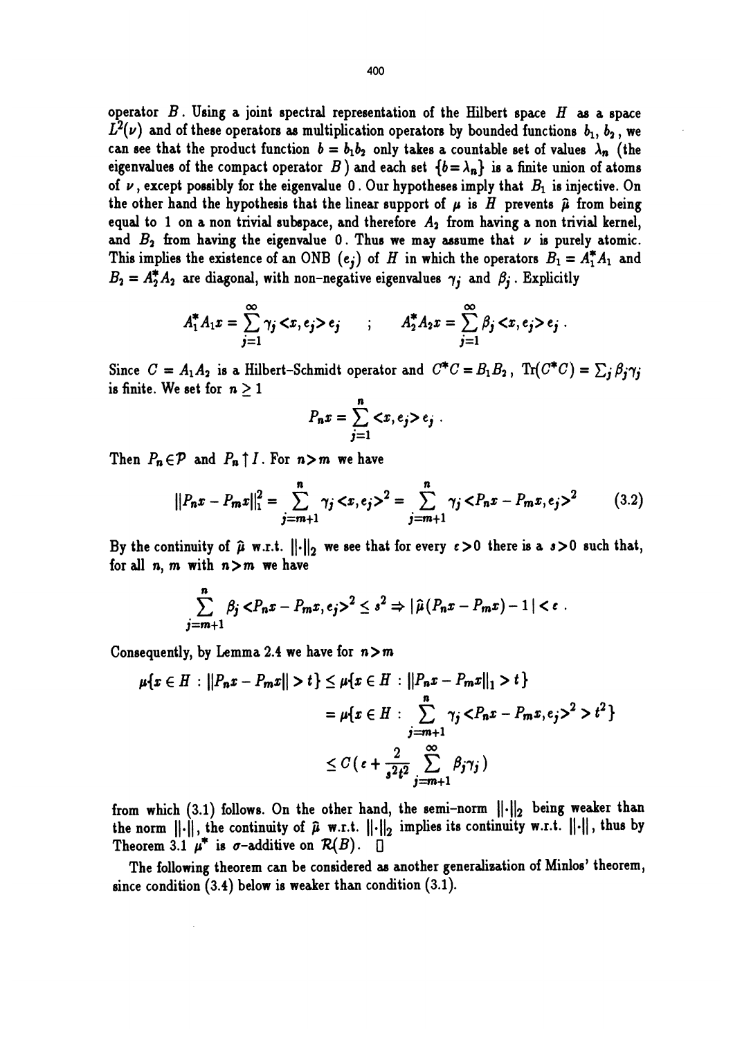operator $B$. Using a joint spectral representation of the Hilbert space $H$ as a space $L^2(\nu)$ and of these operators as multiplication operators by bounded functions $b_1$, $b_2$, we can see that the product function $b = b_1 b_2$ only takes a countable set of values $\lambda_n$ (the eigenvalues of the compact operator $B$) and each set $\{b = \lambda_n\}$ is a finite union of atoms of $\nu$, except possibly for the eigenvalue $0$. Our hypotheses imply that $B_1$ is injective. On the other hand the hypothesis that the linear support of $\mu$ is $H$ prevents $\widehat{\mu}$ from being equal to $1$ on a non trivial subspace, and therefore $A_2$ from having a non trivial kernel, and $B_2$ from having the eigenvalue $0$. Thus we may assume that $\nu$ is purely atomic. This implies the existence of an ONB $(e_j)$ of $H$ in which the operators $B_1 = A_1^* A_1$ and $B_2 = A_2^* A_2$ are diagonal, with non-negative eigenvalues $\gamma_j$ and $\beta_j$. Explicitly

$$A_1^* A_1 x = \sum_{j=1}^{\infty} \gamma_j <x, e_j> e_j \qquad ; \qquad A_2^* A_2 x = \sum_{j=1}^{\infty} \beta_j <x, e_j> e_j \, .$$

Since $C = A_1 A_2$ is a Hilbert-Schmidt operator and $C^* C = B_1 B_2$, $\mathrm{Tr}(C^* C) = \sum_j \beta_j \gamma_j$ is finite. We set for $n \geq 1$

$$P_n x = \sum_{j=1}^{n} <x, e_j> e_j \, .$$

Then $P_n \in \mathcal{P}$ and $P_n \uparrow I$. For $n > m$ we have

$$\|P_n x - P_m x\|_1^2 = \sum_{j=m+1}^{n} \gamma_j <x, e_j>^2 = \sum_{j=m+1}^{n} \gamma_j <P_n x - P_m x, e_j>^2 \tag{3.2}$$

By the continuity of $\widehat{\mu}$ w.r.t. $\|\cdot\|_2$ we see that for every $\varepsilon > 0$ there is a $s > 0$ such that, for all $n$, $m$ with $n > m$ we have

$$\sum_{j=m+1}^{n} \beta_j <P_n x - P_m x, e_j>^2 \leq s^2 \Rightarrow |\widehat{\mu}(P_n x - P_m x) - 1| < \varepsilon \, .$$

Consequently, by Lemma 2.4 we have for $n > m$

$$\begin{aligned}
\mu\{x \in H : \|P_n x - P_m x\| > t\} &\leq \mu\{x \in H : \|P_n x - P_m x\|_1 > t\} \\
&= \mu\{x \in H : \sum_{j=m+1}^{n} \gamma_j <P_n x - P_m x, e_j>^2 > t^2\} \\
&\leq C\Big(\varepsilon + \frac{2}{s^2 t^2} \sum_{j=m+1}^{\infty} \beta_j \gamma_j\Big)
\end{aligned}$$

from which (3.1) follows. On the other hand, the semi-norm $\|\cdot\|_2$ being weaker than the norm $\|\cdot\|$, the continuity of $\widehat{\mu}$ w.r.t. $\|\cdot\|_2$ implies its continuity w.r.t. $\|\cdot\|$, thus by Theorem 3.1 $\mu^*$ is $\sigma$-additive on $\mathcal{R}(B)$. $\square$

The following theorem can be considered as another generalization of Minlos' theorem, since condition (3.4) below is weaker than condition (3.1).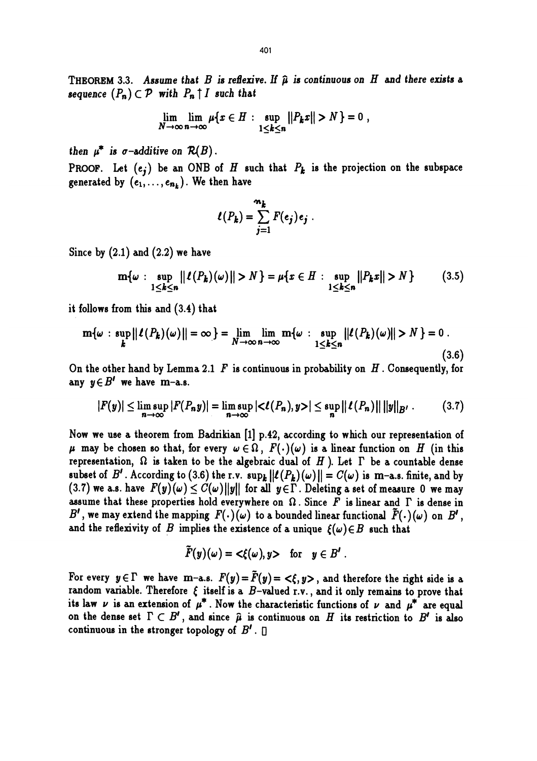**THEOREM 3.3.** *Assume that $B$ is reflexive. If $\widehat{\mu}$ is continuous on $H$ and there exists a sequence $(P_n) \subset \mathcal{P}$ with $P_n \uparrow I$ such that*

$$\lim_{N\to\infty} \lim_{n\to\infty} \mu\{x \in H : \sup_{1\le k\le n} \|P_k x\| > N\} = 0 ,$$

*then $\mu^*$ is $\sigma$-additive on $\mathcal{R}(B)$.*

PROOF. Let $(e_j)$ be an ONB of $H$ such that $P_k$ is the projection on the subspace generated by $(e_1, \ldots, e_{n_k})$. We then have

$$\ell(P_k) = \sum_{j=1}^{n_k} F(e_j) e_j .$$

Since by (2.1) and (2.2) we have

$$\mathrm{m}\{\omega : \sup_{1\le k\le n} \|\ell(P_k)(\omega)\| > N\} = \mu\{x \in H : \sup_{1\le k\le n} \|P_k x\| > N\} \tag{3.5}$$

it follows from this and (3.4) that

$$\mathrm{m}\{\omega : \sup_k \|\ell(P_k)(\omega)\| = \infty\} = \lim_{N\to\infty} \lim_{n\to\infty} \mathrm{m}\{\omega : \sup_{1\le k\le n} \|\ell(P_k)(\omega)\| > N\} = 0 . \tag{3.6}$$

On the other hand by Lemma 2.1 $F$ is continuous in probability on $H$. Consequently, for any $y \in B'$ we have m–a.s.

$$|F(y)| \le \limsup_{n\to\infty} |F(P_n y)| = \limsup_{n\to\infty} |<\ell(P_n), y>| \le \sup_n \|\ell(P_n)\| \, \|y\|_{B'} . \tag{3.7}$$

Now we use a theorem from Badrikian [1] p.42, according to which our representation of $\mu$ may be chosen so that, for every $\omega \in \Omega$, $F(\cdot)(\omega)$ is a linear function on $H$ (in this representation, $\Omega$ is taken to be the algebraic dual of $H$). Let $\Gamma$ be a countable dense subset of $B'$. According to (3.6) the r.v. $\sup_k \|\ell(P_k)(\omega)\| = C(\omega)$ is m–a.s. finite, and by (3.7) we a.s. have $F(y)(\omega) \le C(\omega)\|y\|$ for all $y \in \Gamma$. Deleting a set of measure 0 we may assume that these properties hold everywhere on $\Omega$. Since $F$ is linear and $\Gamma$ is dense in $B'$, we may extend the mapping $F(\cdot)(\omega)$ to a bounded linear functional $\widetilde{F}(\cdot)(\omega)$ on $B'$, and the reflexivity of $B$ implies the existence of a unique $\xi(\omega) \in B$ such that

$$\widetilde{F}(y)(\omega) = <\xi(\omega), y> \quad \text{for} \quad y \in B' .$$

For every $y \in \Gamma$ we have m–a.s. $F(y) = \widetilde{F}(y) = <\xi, y>$, and therefore the right side is a random variable. Therefore $\xi$ itself is a $B$-valued r.v., and it only remains to prove that its law $\nu$ is an extension of $\mu^*$. Now the characteristic functions of $\nu$ and $\mu^*$ are equal on the dense set $\Gamma \subset B'$, and since $\widehat{\mu}$ is continuous on $H$ its restriction to $B'$ is also continuous in the stronger topology of $B'$. □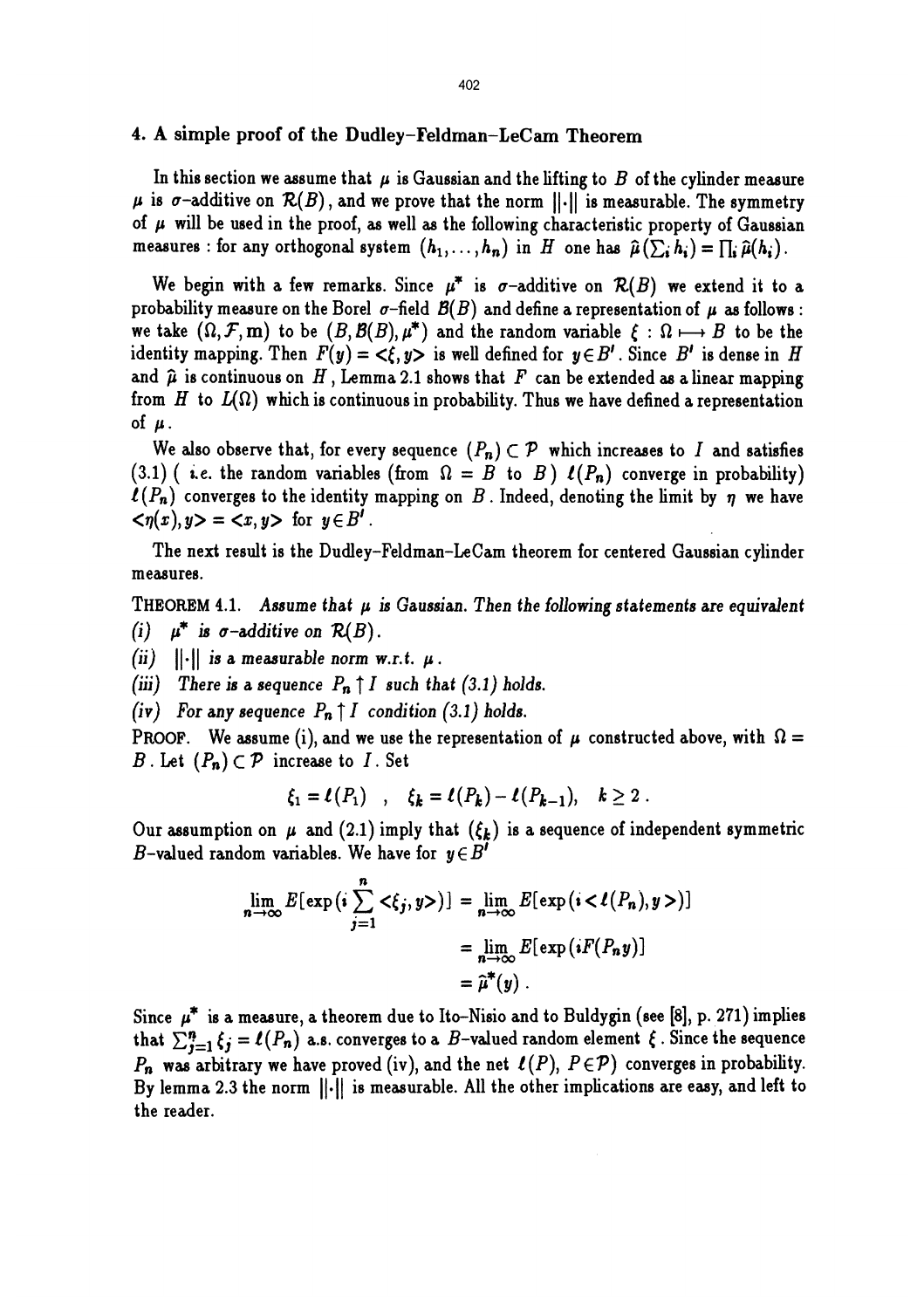## 4. A simple proof of the Dudley–Feldman–LeCam Theorem

In this section we assume that $\mu$ is Gaussian and the lifting to $B$ of the cylinder measure $\mu$ is $\sigma$–additive on $\mathcal{R}(B)$, and we prove that the norm $\|\cdot\|$ is measurable. The symmetry of $\mu$ will be used in the proof, as well as the following characteristic property of Gaussian measures : for any orthogonal system $(h_1, \ldots, h_n)$ in $H$ one has $\widehat{\mu}(\sum_i h_i) = \prod_i \widehat{\mu}(h_i)$.

We begin with a few remarks. Since $\mu^*$ is $\sigma$–additive on $\mathcal{R}(B)$ we extend it to a probability measure on the Borel $\sigma$–field $\mathcal{B}(B)$ and define a representation of $\mu$ as follows : we take $(\Omega, \mathcal{F}, \mathrm{m})$ to be $(B, \mathcal{B}(B), \mu^*)$ and the random variable $\xi : \Omega \longmapsto B$ to be the identity mapping. Then $F(y) = <\xi, y>$ is well defined for $y \in B'$. Since $B'$ is dense in $H$ and $\widehat{\mu}$ is continuous on $H$, Lemma 2.1 shows that $F$ can be extended as a linear mapping from $H$ to $L(\Omega)$ which is continuous in probability. Thus we have defined a representation of $\mu$.

We also observe that, for every sequence $(P_n) \subset \mathcal{P}$ which increases to $I$ and satisfies (3.1) ( *i.e.* the random variables (from $\Omega = B$ to $B$) $\ell(P_n)$ converge in probability) $\ell(P_n)$ converges to the identity mapping on $B$. Indeed, denoting the limit by $\eta$ we have $<\eta(x), y> = <x, y>$ for $y \in B'$.

The next result is the Dudley–Feldman–LeCam theorem for centered Gaussian cylinder measures.

THEOREM 4.1. *Assume that $\mu$ is Gaussian. Then the following statements are equivalent*

*(i)* $\mu^*$ *is $\sigma$–additive on $\mathcal{R}(B)$.*

*(ii)* $\|\cdot\|$ *is a measurable norm w.r.t. $\mu$.*

*(iii) There is a sequence $P_n \uparrow I$ such that (3.1) holds.*

*(iv) For any sequence $P_n \uparrow I$ condition (3.1) holds.*

PROOF. We assume (i), and we use the representation of $\mu$ constructed above, with $\Omega = B$. Let $(P_n) \subset \mathcal{P}$ increase to $I$. Set

$$\xi_1 = \ell(P_1) \quad , \quad \xi_k = \ell(P_k) - \ell(P_{k-1}), \quad k \geq 2 \; .$$

Our assumption on $\mu$ and (2.1) imply that $(\xi_k)$ is a sequence of independent symmetric $B$-valued random variables. We have for $y \in B'$

$$\begin{aligned}
\lim_{n\to\infty} E[\exp(i \sum_{j=1}^{n} <\xi_j, y>)] &= \lim_{n\to\infty} E[\exp(i <\ell(P_n), y>)] \\
&= \lim_{n\to\infty} E[\exp(iF(P_n y)] \\
&= \widehat{\mu}^*(y) \; .
\end{aligned}$$

Since $\mu^*$ is a measure, a theorem due to Ito–Nisio and to Buldygin (see [8], p. 271) implies that $\sum_{j=1}^{n} \xi_j = \ell(P_n)$ a.s. converges to a $B$-valued random element $\xi$. Since the sequence $P_n$ was arbitrary we have proved (iv), and the net $\ell(P)$, $P \in \mathcal{P}$ converges in probability. By lemma 2.3 the norm $\|\cdot\|$ is measurable. All the other implications are easy, and left to the reader.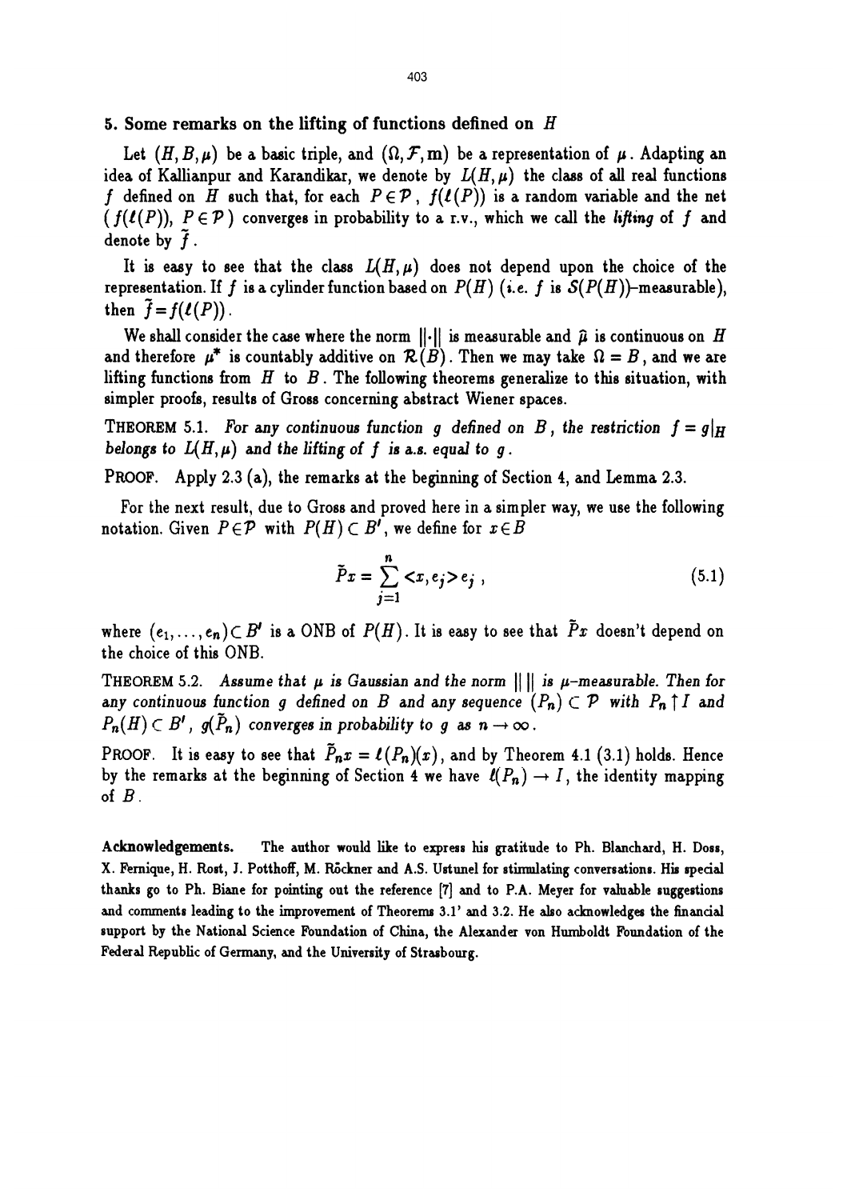## 5. Some remarks on the lifting of functions defined on $H$

Let $(H, B, \mu)$ be a basic triple, and $(\Omega, \mathcal{F}, \mathrm{m})$ be a representation of $\mu$. Adapting an idea of Kallianpur and Karandikar, we denote by $L(H, \mu)$ the class of all real functions $f$ defined on $H$ such that, for each $P \in \mathcal{P}$, $f(\ell(P))$ is a random variable and the net $(f(\ell(P)),\ P \in \mathcal{P})$ converges in probability to a r.v., which we call the *lifting* of $f$ and denote by $\tilde{f}$.

It is easy to see that the class $L(H, \mu)$ does not depend upon the choice of the representation. If $f$ is a cylinder function based on $P(H)$ (*i.e.* $f$ is $\mathcal{S}(P(H))$–measurable), then $\tilde{f} = f(\ell(P))$.

We shall consider the case where the norm $\|\cdot\|$ is measurable and $\hat{\mu}$ is continuous on $H$ and therefore $\mu^*$ is countably additive on $\mathcal{R}(B)$. Then we may take $\Omega = B$, and we are lifting functions from $H$ to $B$. The following theorems generalize to this situation, with simpler proofs, results of Gross concerning abstract Wiener spaces.

THEOREM 5.1. *For any continuous function $g$ defined on $B$, the restriction $f = g|_H$ belongs to $L(H, \mu)$ and the lifting of $f$ is a.s. equal to $g$.*

PROOF. Apply 2.3 (a), the remarks at the beginning of Section 4, and Lemma 2.3.

For the next result, due to Gross and proved here in a simpler way, we use the following notation. Given $P \in \mathcal{P}$ with $P(H) \subset B'$, we define for $x \in B$

$$\tilde{P}x = \sum_{j=1}^{n} <x, e_j> e_j \ , \tag{5.1}$$

where $(e_1, \ldots, e_n) \subset B'$ is a ONB of $P(H)$. It is easy to see that $\tilde{P}x$ doesn't depend on the choice of this ONB.

THEOREM 5.2. *Assume that $\mu$ is Gaussian and the norm $\|\ \|$ is $\mu$–measurable. Then for any continuous function $g$ defined on $B$ and any sequence $(P_n) \subset \mathcal{P}$ with $P_n \uparrow I$ and $P_n(H) \subset B'$, $g(\tilde{P}_n)$ converges in probability to $g$ as $n \to \infty$.*

PROOF. It is easy to see that $\tilde{P}_n x = \ell(P_n)(x)$, and by Theorem 4.1 (3.1) holds. Hence by the remarks at the beginning of Section 4 we have $\ell(P_n) \to I$, the identity mapping of $B$.

**Acknowledgements.** The author would like to express his gratitude to Ph. Blanchard, H. Doss, X. Fernique, H. Rost, J. Potthoff, M. Röckner and A.S. Ustunel for stimulating conversations. His special thanks go to Ph. Biane for pointing out the reference [7] and to P.A. Meyer for valuable suggestions and comments leading to the improvement of Theorems 3.1' and 3.2. He also acknowledges the financial support by the National Science Foundation of China, the Alexander von Humboldt Foundation of the Federal Republic of Germany, and the University of Strasbourg.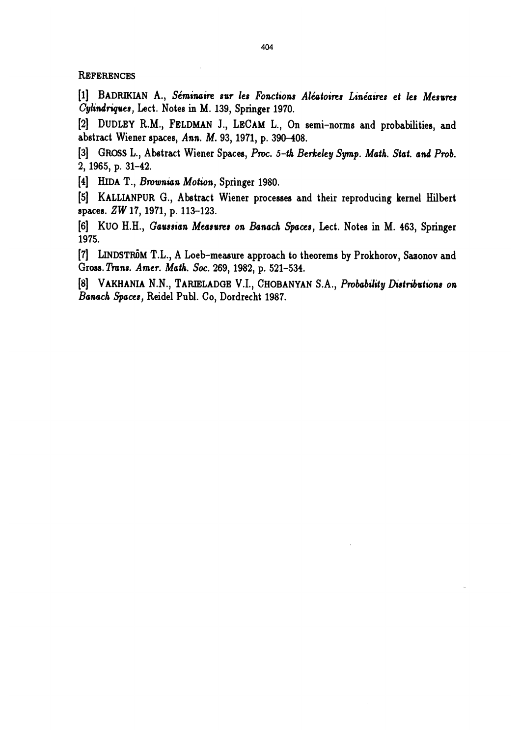## REFERENCES

[1] BADRIKIAN A., *Séminaire sur les Fonctions Aléatoires Linéaires et les Mesures Cylindriques*, Lect. Notes in M. 139, Springer 1970.

[2] DUDLEY R.M., FELDMAN J., LECAM L., On semi-norms and probabilities, and abstract Wiener spaces, *Ann. M.* 93, 1971, p. 390–408.

[3] GROSS L., Abstract Wiener Spaces, *Proc. 5-th Berkeley Symp. Math. Stat. and Prob.* 2, 1965, p. 31–42.

[4] HIDA T., *Brownian Motion*, Springer 1980.

[5] KALLIANPUR G., Abstract Wiener processes and their reproducing kernel Hilbert spaces. *ZW* 17, 1971, p. 113–123.

[6] KUO H.H., *Gaussian Measures on Banach Spaces*, Lect. Notes in M. 463, Springer 1975.

[7] LINDSTRØM T.L., A Loeb-measure approach to theorems by Prokhorov, Sazonov and Gross. *Trans. Amer. Math. Soc.* 269, 1982, p. 521–534.

[8] VAKHANIA N.N., TARIELADGE V.I., CHOBANYAN S.A., *Probability Distributions on Banach Spaces*, Reidel Publ. Co, Dordrecht 1987.